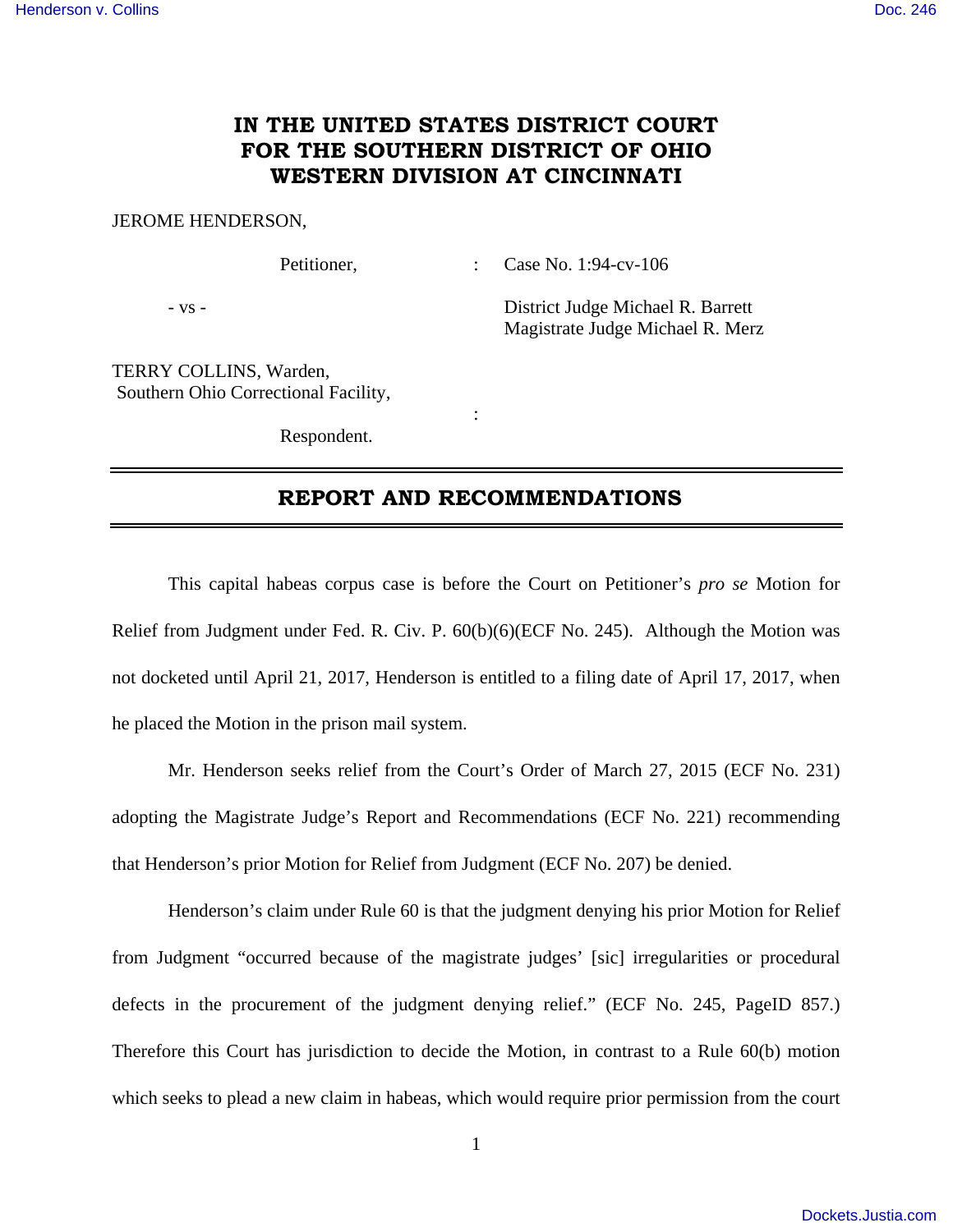# IN THE UNITED STATES DISTRICT COURT FOR THE SOUTHERN DISTRICT OF OHIO WESTERN DIVISION AT CINCINNATI

JEROME HENDERSON,

Petitioner, : Case No. 1:94-cv-106

\- vs - District Judge Michael R. Barrett
Magistrate Judge Michael R. Merz

TERRY COLLINS, Warden,
Southern Ohio Correctional Facility,

:

Respondent.

---

## REPORT AND RECOMMENDATIONS

---

This capital habeas corpus case is before the Court on Petitioner's *pro se* Motion for Relief from Judgment under Fed. R. Civ. P. 60(b)(6)(ECF No. 245). Although the Motion was not docketed until April 21, 2017, Henderson is entitled to a filing date of April 17, 2017, when he placed the Motion in the prison mail system.

Mr. Henderson seeks relief from the Court's Order of March 27, 2015 (ECF No. 231) adopting the Magistrate Judge's Report and Recommendations (ECF No. 221) recommending that Henderson's prior Motion for Relief from Judgment (ECF No. 207) be denied.

Henderson's claim under Rule 60 is that the judgment denying his prior Motion for Relief from Judgment "occurred because of the magistrate judges' [sic] irregularities or procedural defects in the procurement of the judgment denying relief." (ECF No. 245, PageID 857.) Therefore this Court has jurisdiction to decide the Motion, in contrast to a Rule 60(b) motion which seeks to plead a new claim in habeas, which would require prior permission from the court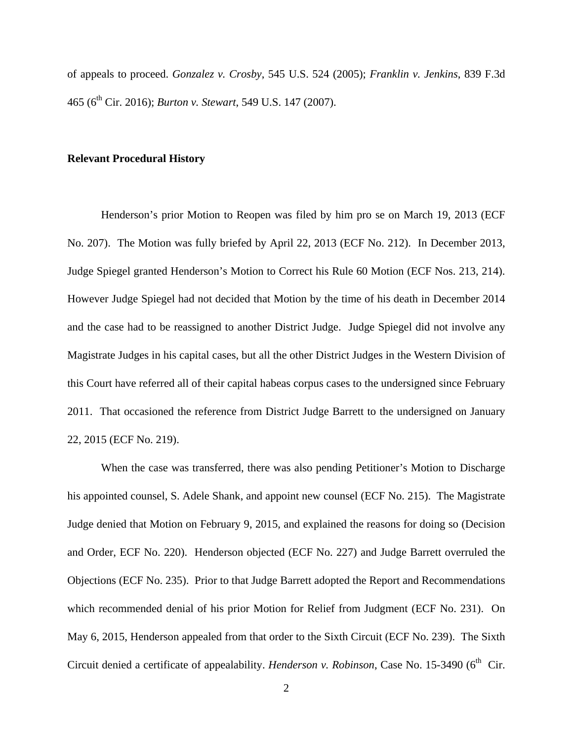of appeals to proceed. *Gonzalez v. Crosby*, 545 U.S. 524 (2005); *Franklin v. Jenkins*, 839 F.3d 465 (6th Cir. 2016); *Burton v. Stewart*, 549 U.S. 147 (2007).

**Relevant Procedural History**

Henderson's prior Motion to Reopen was filed by him pro se on March 19, 2013 (ECF No. 207). The Motion was fully briefed by April 22, 2013 (ECF No. 212). In December 2013, Judge Spiegel granted Henderson's Motion to Correct his Rule 60 Motion (ECF Nos. 213, 214). However Judge Spiegel had not decided that Motion by the time of his death in December 2014 and the case had to be reassigned to another District Judge. Judge Spiegel did not involve any Magistrate Judges in his capital cases, but all the other District Judges in the Western Division of this Court have referred all of their capital habeas corpus cases to the undersigned since February 2011. That occasioned the reference from District Judge Barrett to the undersigned on January 22, 2015 (ECF No. 219).

When the case was transferred, there was also pending Petitioner's Motion to Discharge his appointed counsel, S. Adele Shank, and appoint new counsel (ECF No. 215). The Magistrate Judge denied that Motion on February 9, 2015, and explained the reasons for doing so (Decision and Order, ECF No. 220). Henderson objected (ECF No. 227) and Judge Barrett overruled the Objections (ECF No. 235). Prior to that Judge Barrett adopted the Report and Recommendations which recommended denial of his prior Motion for Relief from Judgment (ECF No. 231). On May 6, 2015, Henderson appealed from that order to the Sixth Circuit (ECF No. 239). The Sixth Circuit denied a certificate of appealability. *Henderson v. Robinson*, Case No. 15-3490 (6th Cir.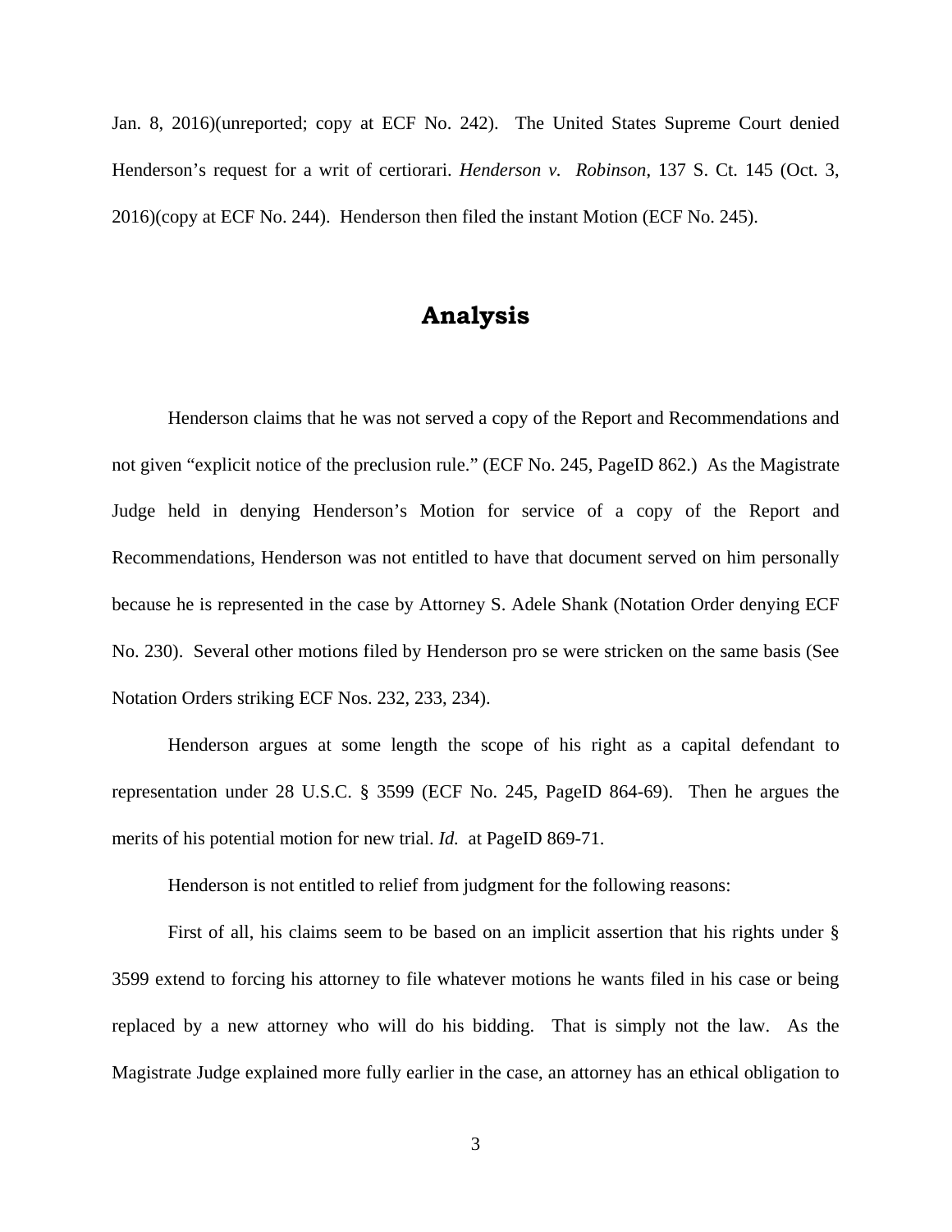Jan. 8, 2016)(unreported; copy at ECF No. 242). The United States Supreme Court denied Henderson's request for a writ of certiorari. *Henderson v. Robinson*, 137 S. Ct. 145 (Oct. 3, 2016)(copy at ECF No. 244). Henderson then filed the instant Motion (ECF No. 245).

## Analysis

Henderson claims that he was not served a copy of the Report and Recommendations and not given "explicit notice of the preclusion rule." (ECF No. 245, PageID 862.) As the Magistrate Judge held in denying Henderson's Motion for service of a copy of the Report and Recommendations, Henderson was not entitled to have that document served on him personally because he is represented in the case by Attorney S. Adele Shank (Notation Order denying ECF No. 230). Several other motions filed by Henderson pro se were stricken on the same basis (See Notation Orders striking ECF Nos. 232, 233, 234).

Henderson argues at some length the scope of his right as a capital defendant to representation under 28 U.S.C. § 3599 (ECF No. 245, PageID 864-69). Then he argues the merits of his potential motion for new trial. *Id.* at PageID 869-71.

Henderson is not entitled to relief from judgment for the following reasons:

First of all, his claims seem to be based on an implicit assertion that his rights under § 3599 extend to forcing his attorney to file whatever motions he wants filed in his case or being replaced by a new attorney who will do his bidding. That is simply not the law. As the Magistrate Judge explained more fully earlier in the case, an attorney has an ethical obligation to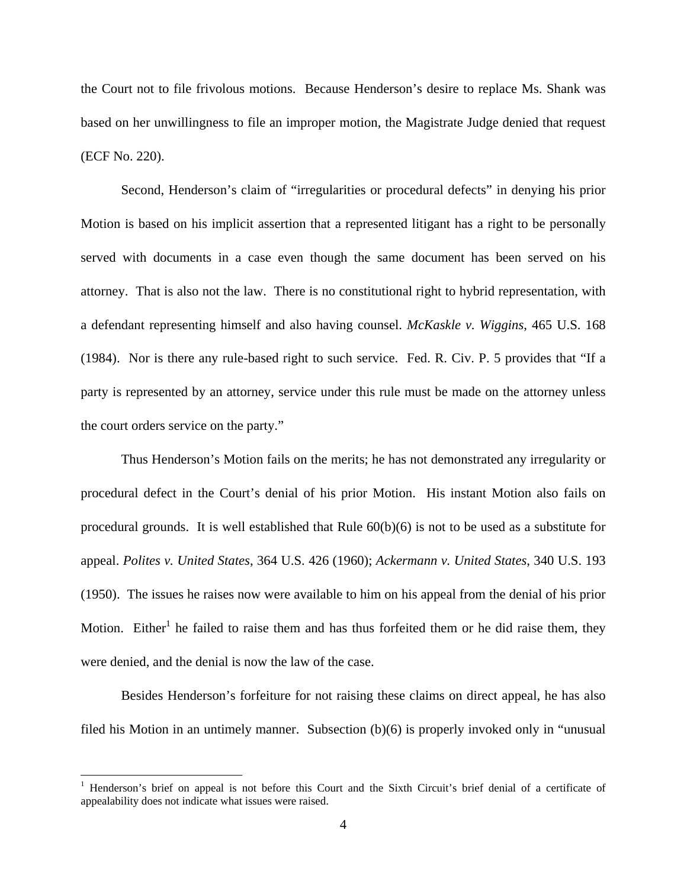the Court not to file frivolous motions. Because Henderson's desire to replace Ms. Shank was based on her unwillingness to file an improper motion, the Magistrate Judge denied that request (ECF No. 220).

Second, Henderson's claim of "irregularities or procedural defects" in denying his prior Motion is based on his implicit assertion that a represented litigant has a right to be personally served with documents in a case even though the same document has been served on his attorney. That is also not the law. There is no constitutional right to hybrid representation, with a defendant representing himself and also having counsel. *McKaskle v. Wiggins*, 465 U.S. 168 (1984). Nor is there any rule-based right to such service. Fed. R. Civ. P. 5 provides that "If a party is represented by an attorney, service under this rule must be made on the attorney unless the court orders service on the party."

Thus Henderson's Motion fails on the merits; he has not demonstrated any irregularity or procedural defect in the Court's denial of his prior Motion. His instant Motion also fails on procedural grounds. It is well established that Rule 60(b)(6) is not to be used as a substitute for appeal. *Polites v. United States*, 364 U.S. 426 (1960); *Ackermann v. United States*, 340 U.S. 193 (1950). The issues he raises now were available to him on his appeal from the denial of his prior Motion. Either[1] he failed to raise them and has thus forfeited them or he did raise them, they were denied, and the denial is now the law of the case.

Besides Henderson's forfeiture for not raising these claims on direct appeal, he has also filed his Motion in an untimely manner. Subsection (b)(6) is properly invoked only in "unusual

---

[1] Henderson's brief on appeal is not before this Court and the Sixth Circuit's brief denial of a certificate of appealability does not indicate what issues were raised.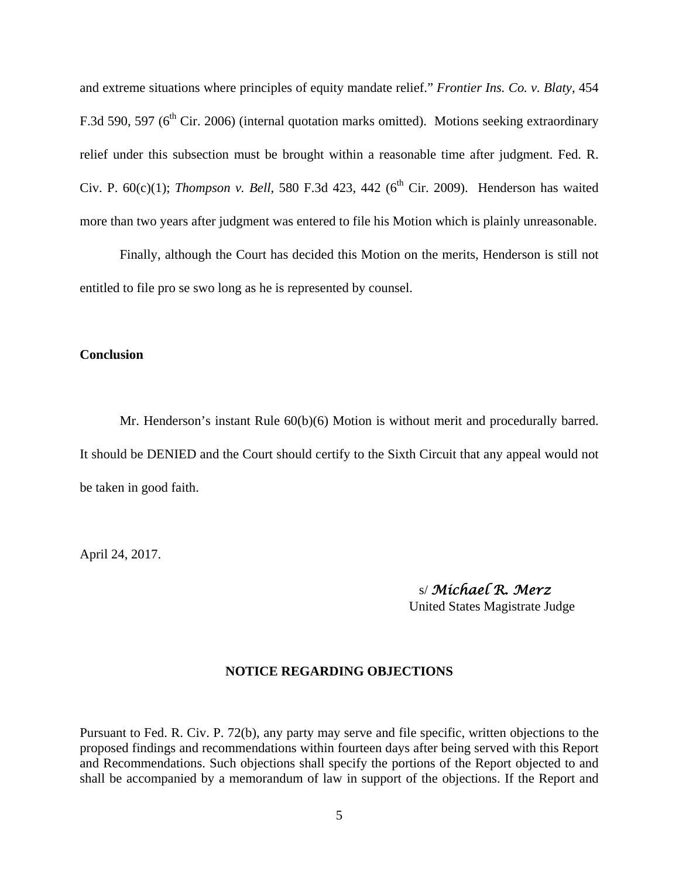and extreme situations where principles of equity mandate relief." *Frontier Ins. Co. v. Blaty*, 454 F.3d 590, 597 (6th Cir. 2006) (internal quotation marks omitted). Motions seeking extraordinary relief under this subsection must be brought within a reasonable time after judgment. Fed. R. Civ. P. 60(c)(1); *Thompson v. Bell*, 580 F.3d 423, 442 (6th Cir. 2009). Henderson has waited more than two years after judgment was entered to file his Motion which is plainly unreasonable.

Finally, although the Court has decided this Motion on the merits, Henderson is still not entitled to file pro se swo long as he is represented by counsel.

**Conclusion**

Mr. Henderson's instant Rule 60(b)(6) Motion is without merit and procedurally barred. It should be DENIED and the Court should certify to the Sixth Circuit that any appeal would not be taken in good faith.

April 24, 2017.

s/ *Michael R. Merz*
United States Magistrate Judge

**NOTICE REGARDING OBJECTIONS**

Pursuant to Fed. R. Civ. P. 72(b), any party may serve and file specific, written objections to the proposed findings and recommendations within fourteen days after being served with this Report and Recommendations. Such objections shall specify the portions of the Report objected to and shall be accompanied by a memorandum of law in support of the objections. If the Report and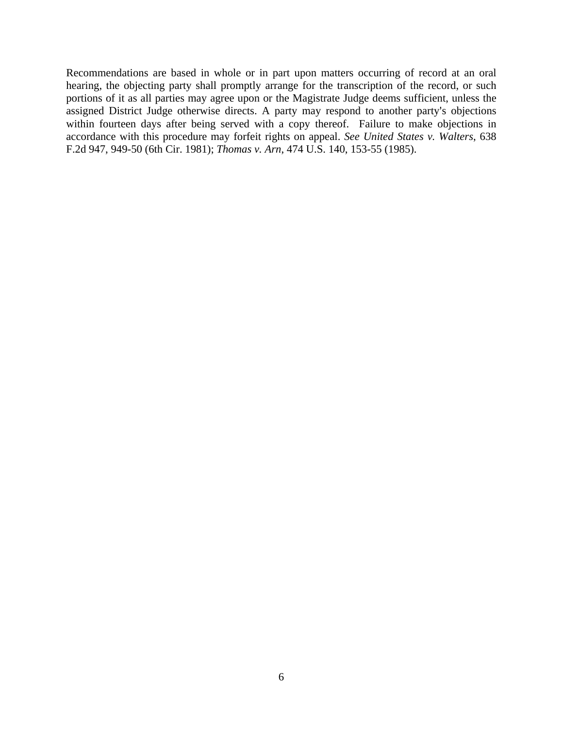Recommendations are based in whole or in part upon matters occurring of record at an oral hearing, the objecting party shall promptly arrange for the transcription of the record, or such portions of it as all parties may agree upon or the Magistrate Judge deems sufficient, unless the assigned District Judge otherwise directs. A party may respond to another party's objections within fourteen days after being served with a copy thereof. Failure to make objections in accordance with this procedure may forfeit rights on appeal. *See United States v. Walters*, 638 F.2d 947, 949-50 (6th Cir. 1981); *Thomas v. Arn*, 474 U.S. 140, 153-55 (1985).